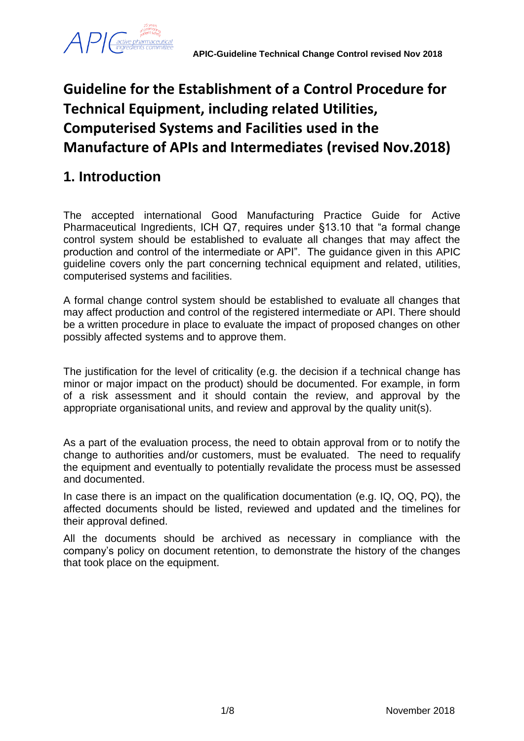# Guideline for the Establishment of a Control Procedure for Technical Equipment, including related Utilities, Computerised Systems and Facilities used in the Manufacture of APIs and Intermediates (revised Nov.2018)

## 1. Introduction

The accepted international Good Manufacturing Practice Guide for Active Pharmaceutical Ingredients, ICH Q7, requires under §13.10 that "a formal change control system should be established to evaluate all changes that may affect the production and control of the intermediate or API". The guidance given in this APIC guideline covers only the part concerning technical equipment and related, utilities, computerised systems and facilities.

A formal change control system should be established to evaluate all changes that may affect production and control of the registered intermediate or API. There should be a written procedure in place to evaluate the impact of proposed changes on other possibly affected systems and to approve them.

The justification for the level of criticality (e.g. the decision if a technical change has minor or major impact on the product) should be documented. For example, in form of a risk assessment and it should contain the review, and approval by the appropriate organisational units, and review and approval by the quality unit(s).

As a part of the evaluation process, the need to obtain approval from or to notify the change to authorities and/or customers, must be evaluated. The need to requalify the equipment and eventually to potentially revalidate the process must be assessed and documented.

In case there is an impact on the qualification documentation (e.g. IQ, OQ, PQ), the affected documents should be listed, reviewed and updated and the timelines for their approval defined.

All the documents should be archived as necessary in compliance with the company's policy on document retention, to demonstrate the history of the changes that took place on the equipment.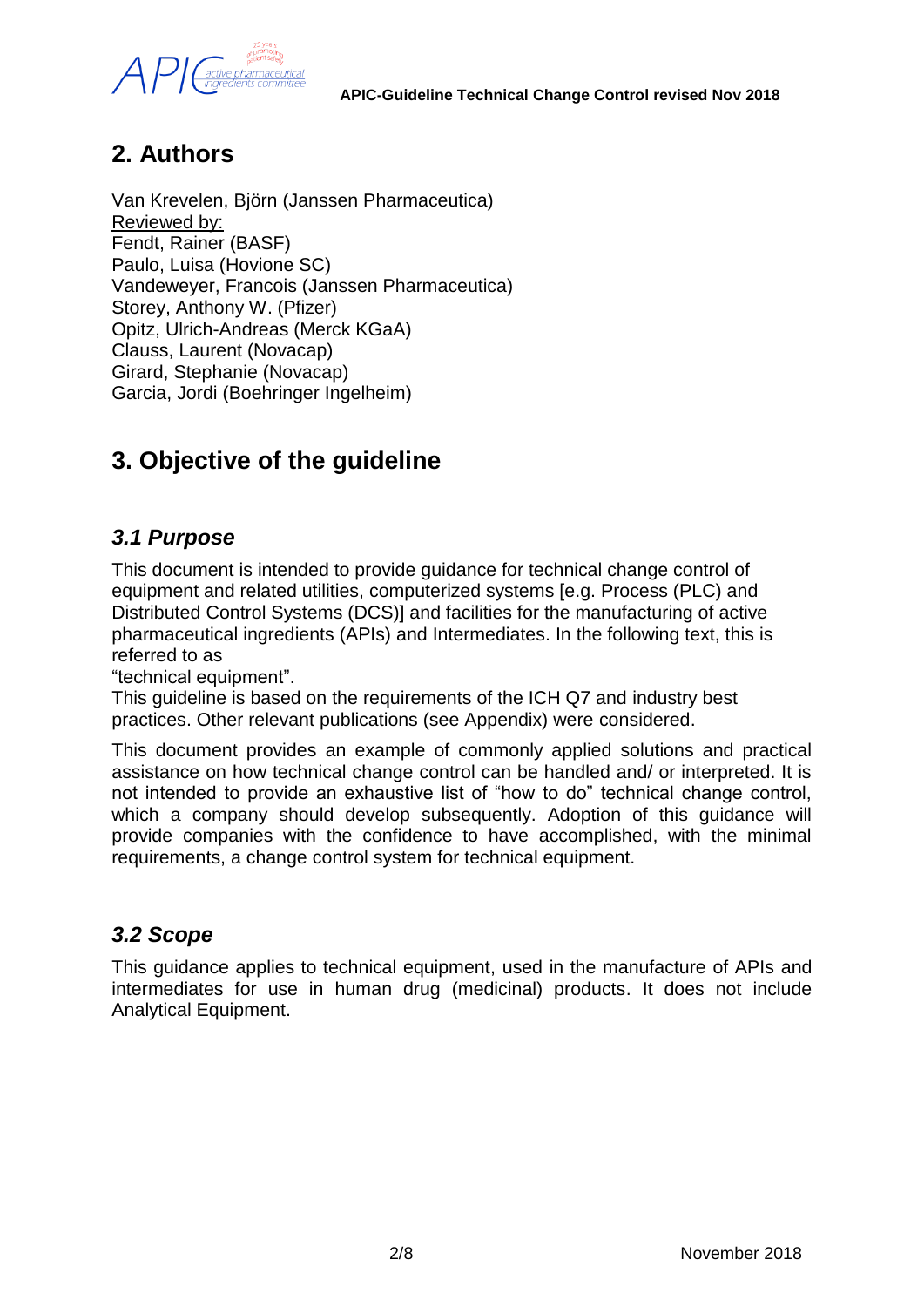# 2. Authors

Van Krevelen, Björn (Janssen Pharmaceutica)
Reviewed by:
Fendt, Rainer (BASF)
Paulo, Luisa (Hovione SC)
Vandeweyer, Francois (Janssen Pharmaceutica)
Storey, Anthony W. (Pfizer)
Opitz, Ulrich-Andreas (Merck KGaA)
Clauss, Laurent (Novacap)
Girard, Stephanie (Novacap)
Garcia, Jordi (Boehringer Ingelheim)

# 3. Objective of the guideline

## *3.1 Purpose*

This document is intended to provide guidance for technical change control of equipment and related utilities, computerized systems [e.g. Process (PLC) and Distributed Control Systems (DCS)] and facilities for the manufacturing of active pharmaceutical ingredients (APIs) and Intermediates. In the following text, this is referred to as
"technical equipment".
This guideline is based on the requirements of the ICH Q7 and industry best practices. Other relevant publications (see Appendix) were considered.

This document provides an example of commonly applied solutions and practical assistance on how technical change control can be handled and/ or interpreted. It is not intended to provide an exhaustive list of "how to do" technical change control, which a company should develop subsequently. Adoption of this guidance will provide companies with the confidence to have accomplished, with the minimal requirements, a change control system for technical equipment.

## *3.2 Scope*

This guidance applies to technical equipment, used in the manufacture of APIs and intermediates for use in human drug (medicinal) products. It does not include Analytical Equipment.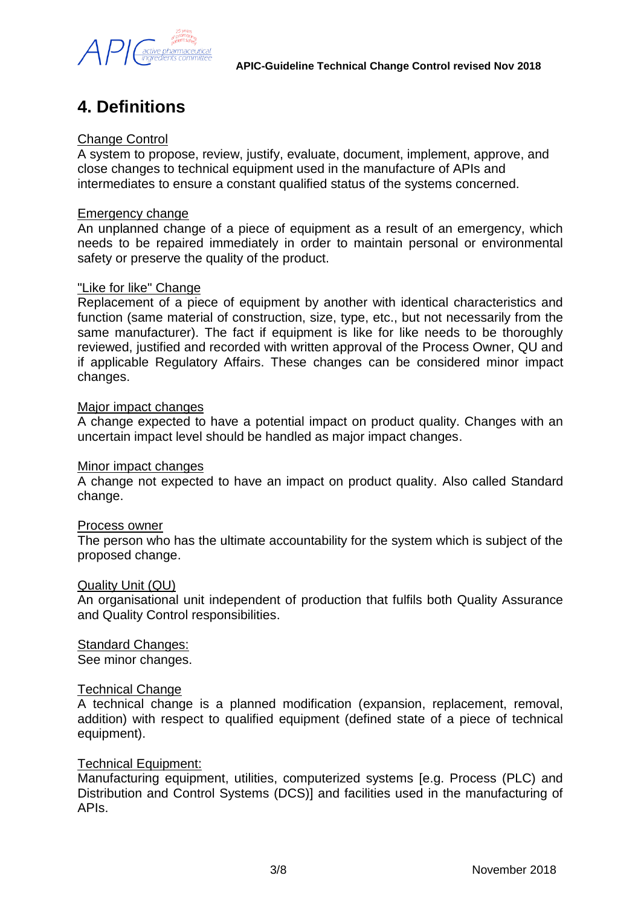# 4. Definitions

Change Control

A system to propose, review, justify, evaluate, document, implement, approve, and close changes to technical equipment used in the manufacture of APIs and intermediates to ensure a constant qualified status of the systems concerned.

Emergency change

An unplanned change of a piece of equipment as a result of an emergency, which needs to be repaired immediately in order to maintain personal or environmental safety or preserve the quality of the product.

"Like for like" Change

Replacement of a piece of equipment by another with identical characteristics and function (same material of construction, size, type, etc., but not necessarily from the same manufacturer). The fact if equipment is like for like needs to be thoroughly reviewed, justified and recorded with written approval of the Process Owner, QU and if applicable Regulatory Affairs. These changes can be considered minor impact changes.

Major impact changes

A change expected to have a potential impact on product quality. Changes with an uncertain impact level should be handled as major impact changes.

Minor impact changes

A change not expected to have an impact on product quality. Also called Standard change.

Process owner

The person who has the ultimate accountability for the system which is subject of the proposed change.

Quality Unit (QU)

An organisational unit independent of production that fulfils both Quality Assurance and Quality Control responsibilities.

Standard Changes:

See minor changes.

Technical Change

A technical change is a planned modification (expansion, replacement, removal, addition) with respect to qualified equipment (defined state of a piece of technical equipment).

Technical Equipment:

Manufacturing equipment, utilities, computerized systems [e.g. Process (PLC) and Distribution and Control Systems (DCS)] and facilities used in the manufacturing of APIs.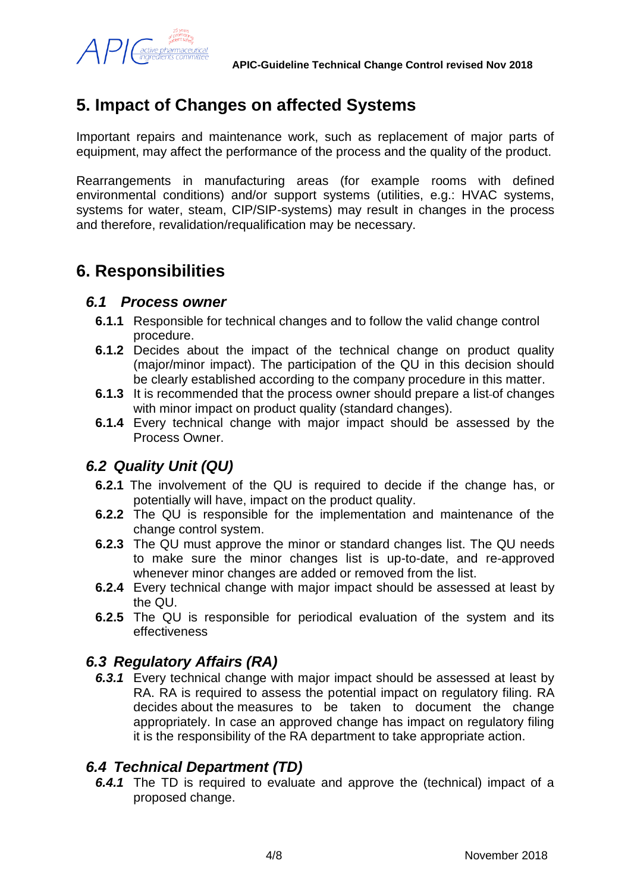## 5. Impact of Changes on affected Systems

Important repairs and maintenance work, such as replacement of major parts of equipment, may affect the performance of the process and the quality of the product.

Rearrangements in manufacturing areas (for example rooms with defined environmental conditions) and/or support systems (utilities, e.g.: HVAC systems, systems for water, steam, CIP/SIP-systems) may result in changes in the process and therefore, revalidation/requalification may be necessary.

## 6. Responsibilities

### *6.1 Process owner*

- **6.1.1** Responsible for technical changes and to follow the valid change control procedure.
- **6.1.2** Decides about the impact of the technical change on product quality (major/minor impact). The participation of the QU in this decision should be clearly established according to the company procedure in this matter.
- **6.1.3** It is recommended that the process owner should prepare a list-of changes with minor impact on product quality (standard changes).
- **6.1.4** Every technical change with major impact should be assessed by the Process Owner.

### *6.2 Quality Unit (QU)*

- **6.2.1** The involvement of the QU is required to decide if the change has, or potentially will have, impact on the product quality.
- **6.2.2** The QU is responsible for the implementation and maintenance of the change control system.
- **6.2.3** The QU must approve the minor or standard changes list. The QU needs to make sure the minor changes list is up-to-date, and re-approved whenever minor changes are added or removed from the list.
- **6.2.4** Every technical change with major impact should be assessed at least by the QU.
- **6.2.5** The QU is responsible for periodical evaluation of the system and its effectiveness

### *6.3 Regulatory Affairs (RA)*

- ***6.3.1*** Every technical change with major impact should be assessed at least by RA. RA is required to assess the potential impact on regulatory filing. RA decides about the measures to be taken to document the change appropriately. In case an approved change has impact on regulatory filing it is the responsibility of the RA department to take appropriate action.

### *6.4 Technical Department (TD)*

- ***6.4.1*** The TD is required to evaluate and approve the (technical) impact of a proposed change.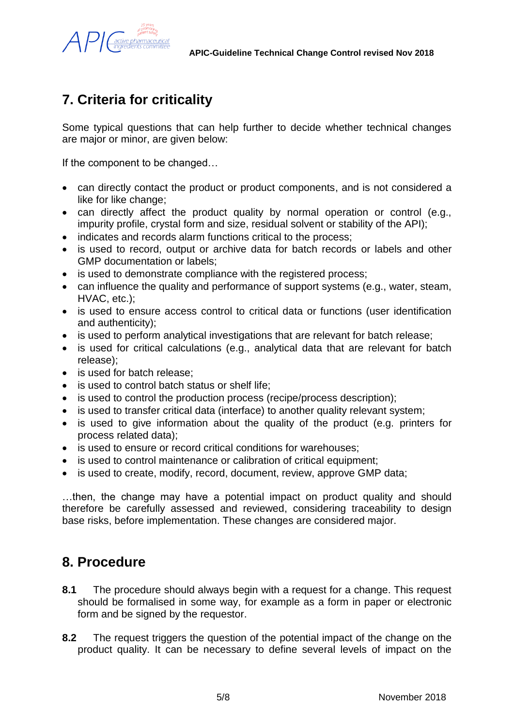## 7. Criteria for criticality

Some typical questions that can help further to decide whether technical changes are major or minor, are given below:

If the component to be changed…

- can directly contact the product or product components, and is not considered a like for like change;
- can directly affect the product quality by normal operation or control (e.g., impurity profile, crystal form and size, residual solvent or stability of the API);
- indicates and records alarm functions critical to the process;
- is used to record, output or archive data for batch records or labels and other GMP documentation or labels;
- is used to demonstrate compliance with the registered process;
- can influence the quality and performance of support systems (e.g., water, steam, HVAC, etc.);
- is used to ensure access control to critical data or functions (user identification and authenticity);
- is used to perform analytical investigations that are relevant for batch release;
- is used for critical calculations (e.g., analytical data that are relevant for batch release);
- is used for batch release;
- is used to control batch status or shelf life;
- is used to control the production process (recipe/process description);
- is used to transfer critical data (interface) to another quality relevant system;
- is used to give information about the quality of the product (e.g. printers for process related data);
- is used to ensure or record critical conditions for warehouses;
- is used to control maintenance or calibration of critical equipment;
- is used to create, modify, record, document, review, approve GMP data;

…then, the change may have a potential impact on product quality and should therefore be carefully assessed and reviewed, considering traceability to design base risks, before implementation. These changes are considered major.

## 8. Procedure

**8.1** The procedure should always begin with a request for a change. This request should be formalised in some way, for example as a form in paper or electronic form and be signed by the requestor.

**8.2** The request triggers the question of the potential impact of the change on the product quality. It can be necessary to define several levels of impact on the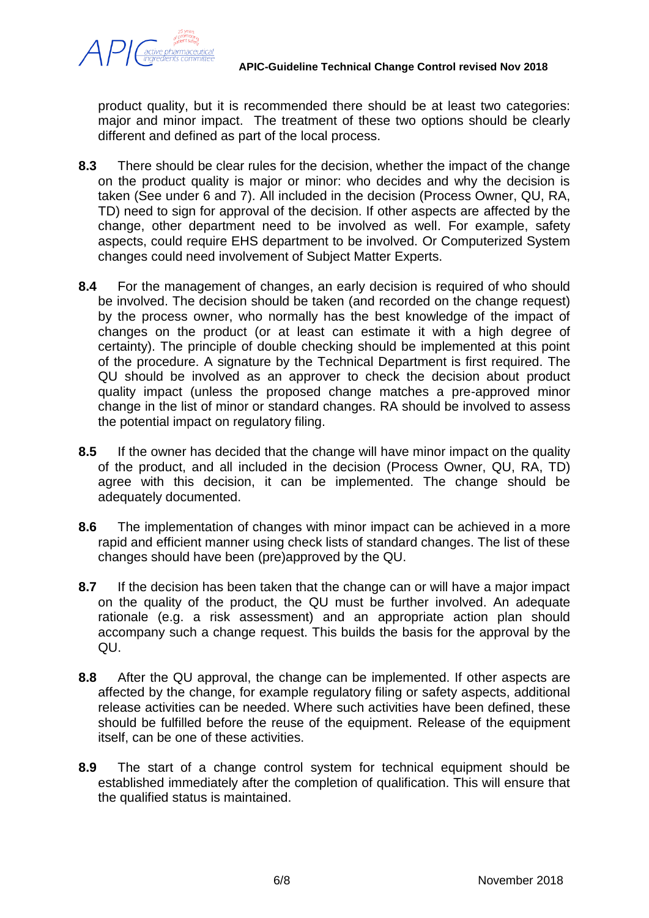product quality, but it is recommended there should be at least two categories: major and minor impact. The treatment of these two options should be clearly different and defined as part of the local process.

**8.3** There should be clear rules for the decision, whether the impact of the change on the product quality is major or minor: who decides and why the decision is taken (See under 6 and 7). All included in the decision (Process Owner, QU, RA, TD) need to sign for approval of the decision. If other aspects are affected by the change, other department need to be involved as well. For example, safety aspects, could require EHS department to be involved. Or Computerized System changes could need involvement of Subject Matter Experts.

**8.4** For the management of changes, an early decision is required of who should be involved. The decision should be taken (and recorded on the change request) by the process owner, who normally has the best knowledge of the impact of changes on the product (or at least can estimate it with a high degree of certainty). The principle of double checking should be implemented at this point of the procedure. A signature by the Technical Department is first required. The QU should be involved as an approver to check the decision about product quality impact (unless the proposed change matches a pre-approved minor change in the list of minor or standard changes. RA should be involved to assess the potential impact on regulatory filing.

**8.5** If the owner has decided that the change will have minor impact on the quality of the product, and all included in the decision (Process Owner, QU, RA, TD) agree with this decision, it can be implemented. The change should be adequately documented.

**8.6** The implementation of changes with minor impact can be achieved in a more rapid and efficient manner using check lists of standard changes. The list of these changes should have been (pre)approved by the QU.

**8.7** If the decision has been taken that the change can or will have a major impact on the quality of the product, the QU must be further involved. An adequate rationale (e.g. a risk assessment) and an appropriate action plan should accompany such a change request. This builds the basis for the approval by the QU.

**8.8** After the QU approval, the change can be implemented. If other aspects are affected by the change, for example regulatory filing or safety aspects, additional release activities can be needed. Where such activities have been defined, these should be fulfilled before the reuse of the equipment. Release of the equipment itself, can be one of these activities.

**8.9** The start of a change control system for technical equipment should be established immediately after the completion of qualification. This will ensure that the qualified status is maintained.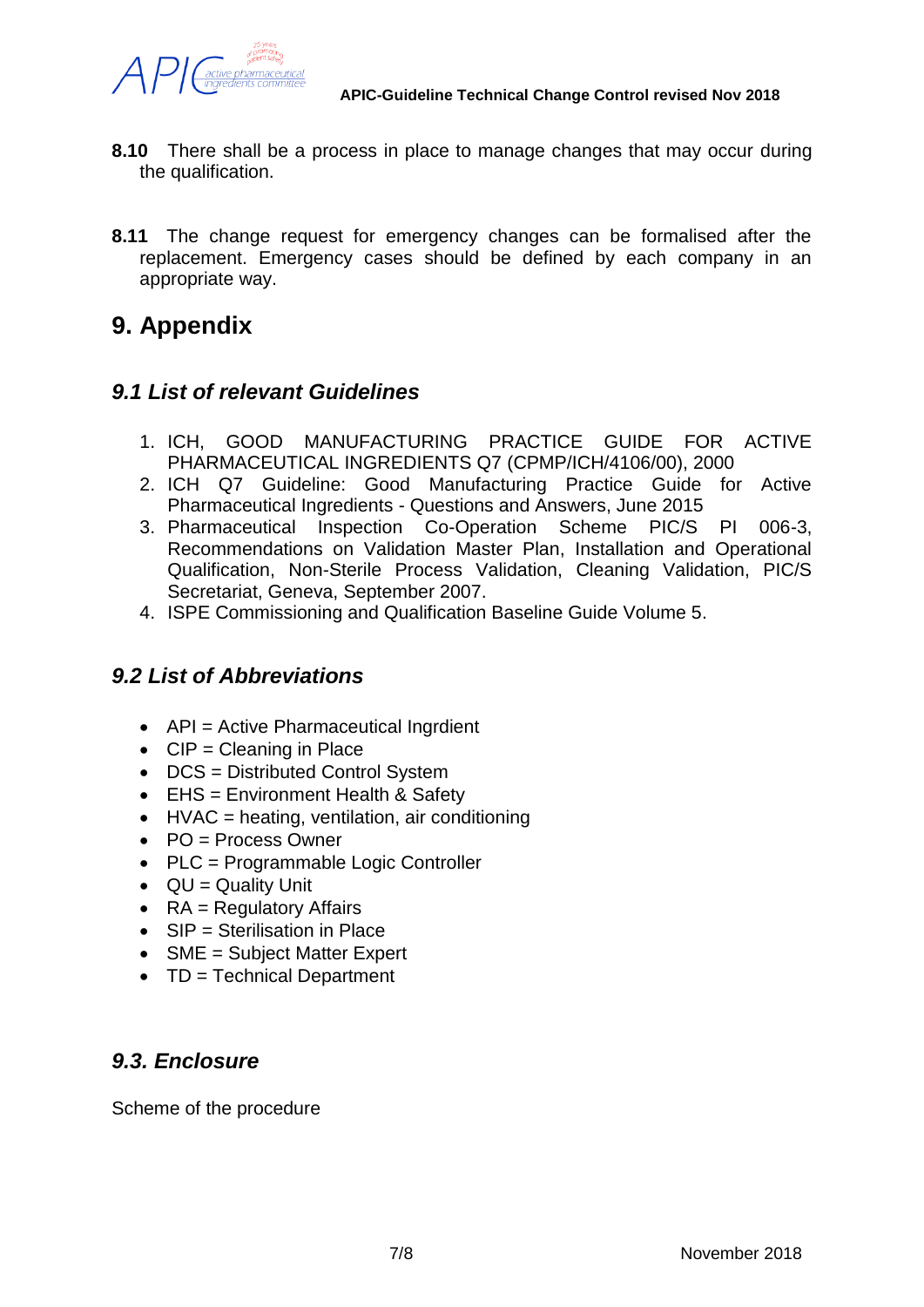**8.10** There shall be a process in place to manage changes that may occur during the qualification.

**8.11** The change request for emergency changes can be formalised after the replacement. Emergency cases should be defined by each company in an appropriate way.

# 9. Appendix

## *9.1 List of relevant Guidelines*

1. ICH, GOOD MANUFACTURING PRACTICE GUIDE FOR ACTIVE PHARMACEUTICAL INGREDIENTS Q7 (CPMP/ICH/4106/00), 2000
2. ICH Q7 Guideline: Good Manufacturing Practice Guide for Active Pharmaceutical Ingredients - Questions and Answers, June 2015
3. Pharmaceutical Inspection Co-Operation Scheme PIC/S PI 006-3, Recommendations on Validation Master Plan, Installation and Operational Qualification, Non-Sterile Process Validation, Cleaning Validation, PIC/S Secretariat, Geneva, September 2007.
4. ISPE Commissioning and Qualification Baseline Guide Volume 5.

## *9.2 List of Abbreviations*

- API = Active Pharmaceutical Ingrdient
- CIP = Cleaning in Place
- DCS = Distributed Control System
- EHS = Environment Health & Safety
- HVAC = heating, ventilation, air conditioning
- PO = Process Owner
- PLC = Programmable Logic Controller
- QU = Quality Unit
- RA = Regulatory Affairs
- SIP = Sterilisation in Place
- SME = Subject Matter Expert
- TD = Technical Department

## *9.3. Enclosure*

Scheme of the procedure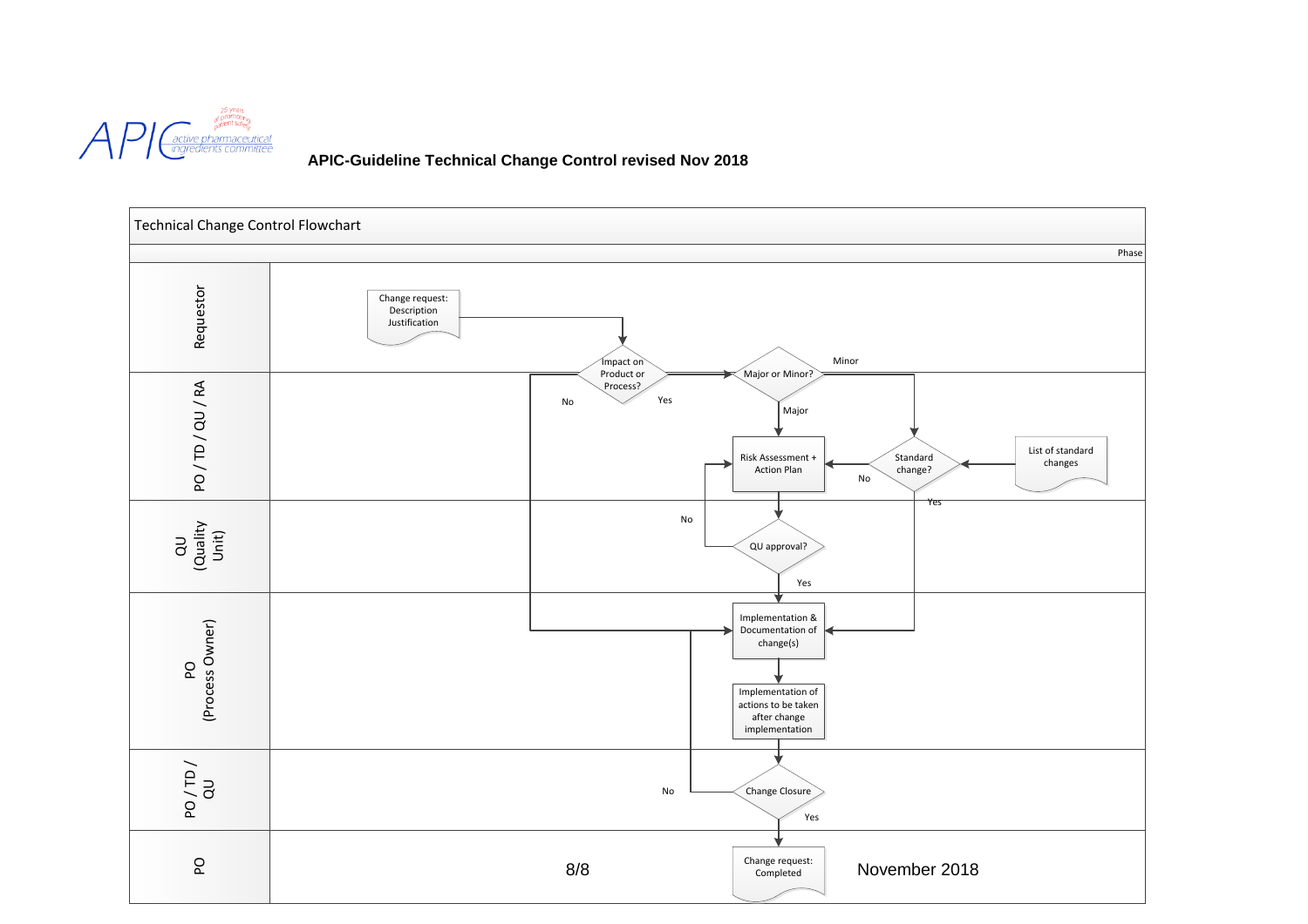**APIC-Guideline Technical Change Control revised Nov 2018**

Technical Change Control Flowchart

Phase

Requestor

PO / TD / QU / RA

QU (Quality Unit)

PO (Process Owner)

PO / TD / QU

PO

Change request: Description Justification

Impact on Product or Process?

No

Yes

Major or Minor?

Minor

Major

Risk Assessment + Action Plan

Standard change?

No

Yes

List of standard changes

QU approval?

No

Yes

Implementation & Documentation of change(s)

Implementation of actions to be taken after change implementation

Change Closure

No

Yes

Change request: Completed